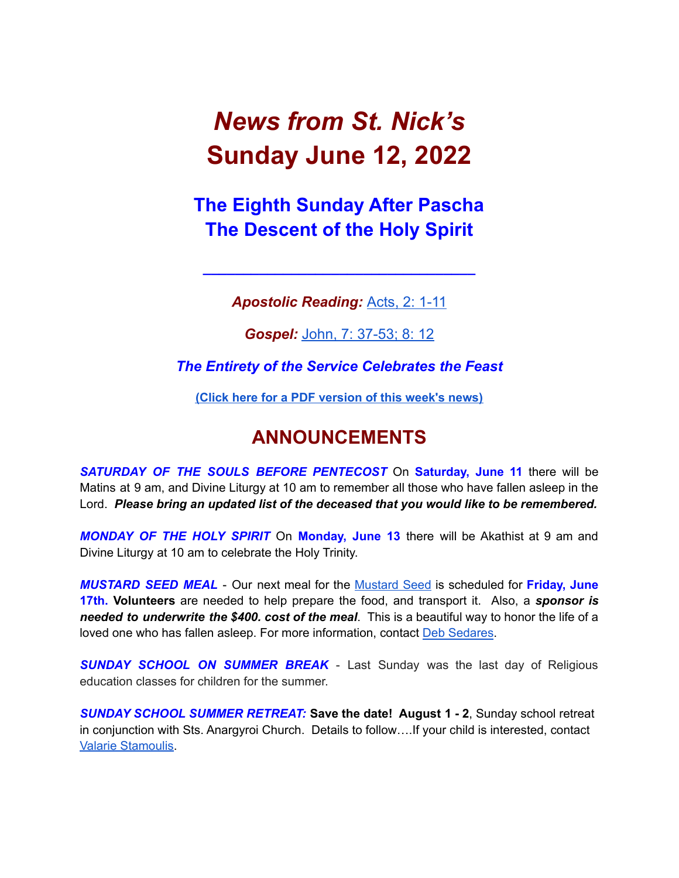# *News from St. Nick's*
# Sunday June 12, 2022

## The Eighth Sunday After Pascha
## The Descent of the Holy Spirit

---

***Apostolic Reading:*** Acts, 2: 1-11

***Gospel:*** John, 7: 37-53; 8: 12

***The Entirety of the Service Celebrates the Feast***

**(Click here for a PDF version of this week's news)**

## ANNOUNCEMENTS

***SATURDAY OF THE SOULS BEFORE PENTECOST*** On **Saturday, June 11** there will be Matins at 9 am, and Divine Liturgy at 10 am to remember all those who have fallen asleep in the Lord. ***Please bring an updated list of the deceased that you would like to be remembered.***

***MONDAY OF THE HOLY SPIRIT*** On **Monday, June 13** there will be Akathist at 9 am and Divine Liturgy at 10 am to celebrate the Holy Trinity.

***MUSTARD SEED MEAL*** - Our next meal for the Mustard Seed is scheduled for **Friday, June 17th. Volunteers** are needed to help prepare the food, and transport it. Also, a ***sponsor is needed to underwrite the $400. cost of the meal***. This is a beautiful way to honor the life of a loved one who has fallen asleep. For more information, contact Deb Sedares.

***SUNDAY SCHOOL ON SUMMER BREAK*** - Last Sunday was the last day of Religious education classes for children for the summer.

***SUNDAY SCHOOL SUMMER RETREAT:*** **Save the date! August 1 - 2**, Sunday school retreat in conjunction with Sts. Anargyroi Church. Details to follow….If your child is interested, contact Valarie Stamoulis.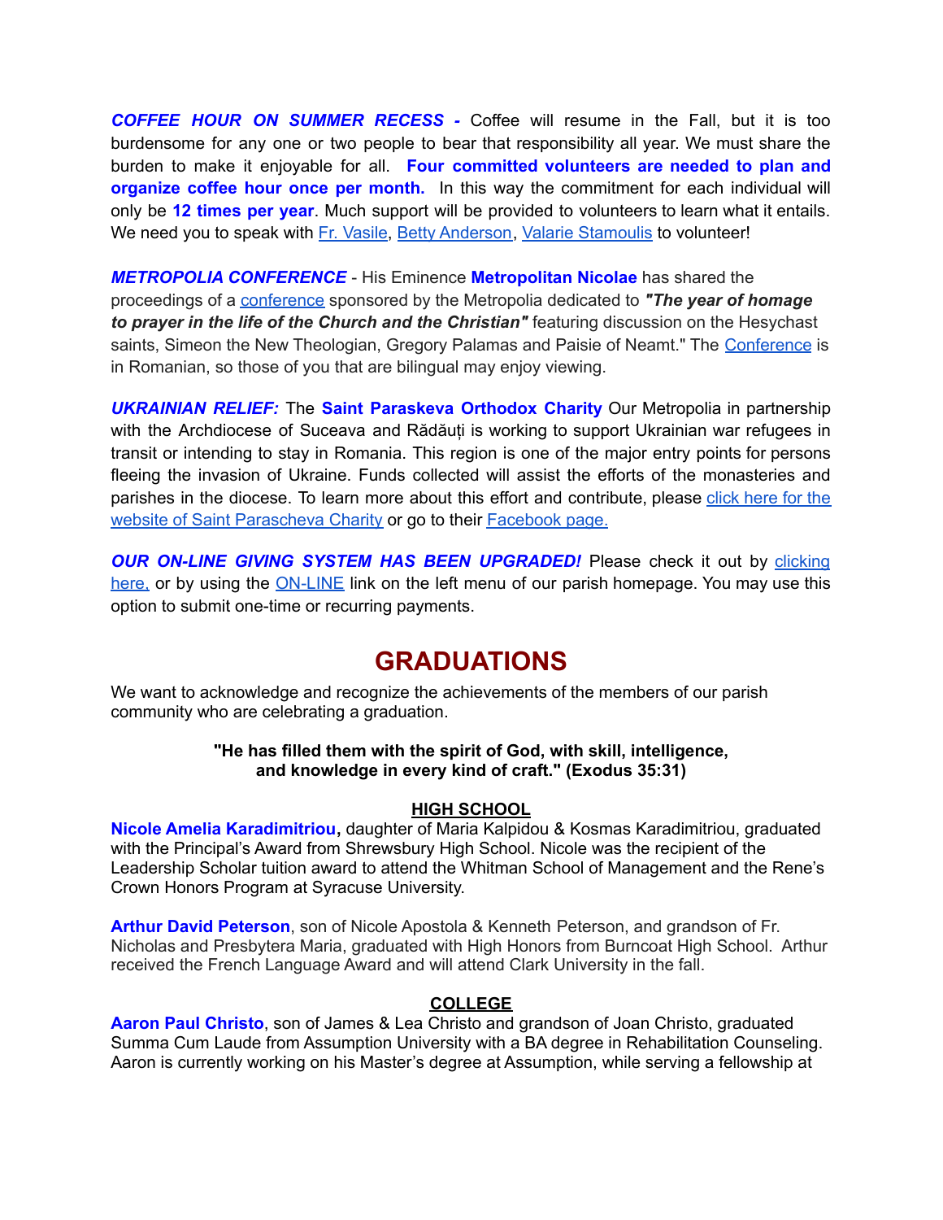***COFFEE HOUR ON SUMMER RECESS -*** Coffee will resume in the Fall, but it is too burdensome for any one or two people to bear that responsibility all year. We must share the burden to make it enjoyable for all. **Four committed volunteers are needed to plan and organize coffee hour once per month.** In this way the commitment for each individual will only be **12 times per year**. Much support will be provided to volunteers to learn what it entails. We need you to speak with Fr. Vasile, Betty Anderson, Valarie Stamoulis to volunteer!

***METROPOLIA CONFERENCE*** - His Eminence **Metropolitan Nicolae** has shared the proceedings of a conference sponsored by the Metropolia dedicated to ***"The year of homage to prayer in the life of the Church and the Christian"*** featuring discussion on the Hesychast saints, Simeon the New Theologian, Gregory Palamas and Paisie of Neamt." The Conference is in Romanian, so those of you that are bilingual may enjoy viewing.

***UKRAINIAN RELIEF:*** The **Saint Paraskeva Orthodox Charity** Our Metropolia in partnership with the Archdiocese of Suceava and Rădăuți is working to support Ukrainian war refugees in transit or intending to stay in Romania. This region is one of the major entry points for persons fleeing the invasion of Ukraine. Funds collected will assist the efforts of the monasteries and parishes in the diocese. To learn more about this effort and contribute, please click here for the website of Saint Parascheva Charity or go to their Facebook page.

***OUR ON-LINE GIVING SYSTEM HAS BEEN UPGRADED!*** Please check it out by clicking here, or by using the ON-LINE link on the left menu of our parish homepage. You may use this option to submit one-time or recurring payments.

# GRADUATIONS

We want to acknowledge and recognize the achievements of the members of our parish community who are celebrating a graduation.

**"He has filled them with the spirit of God, with skill, intelligence, and knowledge in every kind of craft." (Exodus 35:31)**

### HIGH SCHOOL

**Nicole Amelia Karadimitriou,** daughter of Maria Kalpidou & Kosmas Karadimitriou, graduated with the Principal's Award from Shrewsbury High School. Nicole was the recipient of the Leadership Scholar tuition award to attend the Whitman School of Management and the Rene's Crown Honors Program at Syracuse University.

**Arthur David Peterson**, son of Nicole Apostola & Kenneth Peterson, and grandson of Fr. Nicholas and Presbytera Maria, graduated with High Honors from Burncoat High School. Arthur received the French Language Award and will attend Clark University in the fall.

### COLLEGE

**Aaron Paul Christo**, son of James & Lea Christo and grandson of Joan Christo, graduated Summa Cum Laude from Assumption University with a BA degree in Rehabilitation Counseling. Aaron is currently working on his Master's degree at Assumption, while serving a fellowship at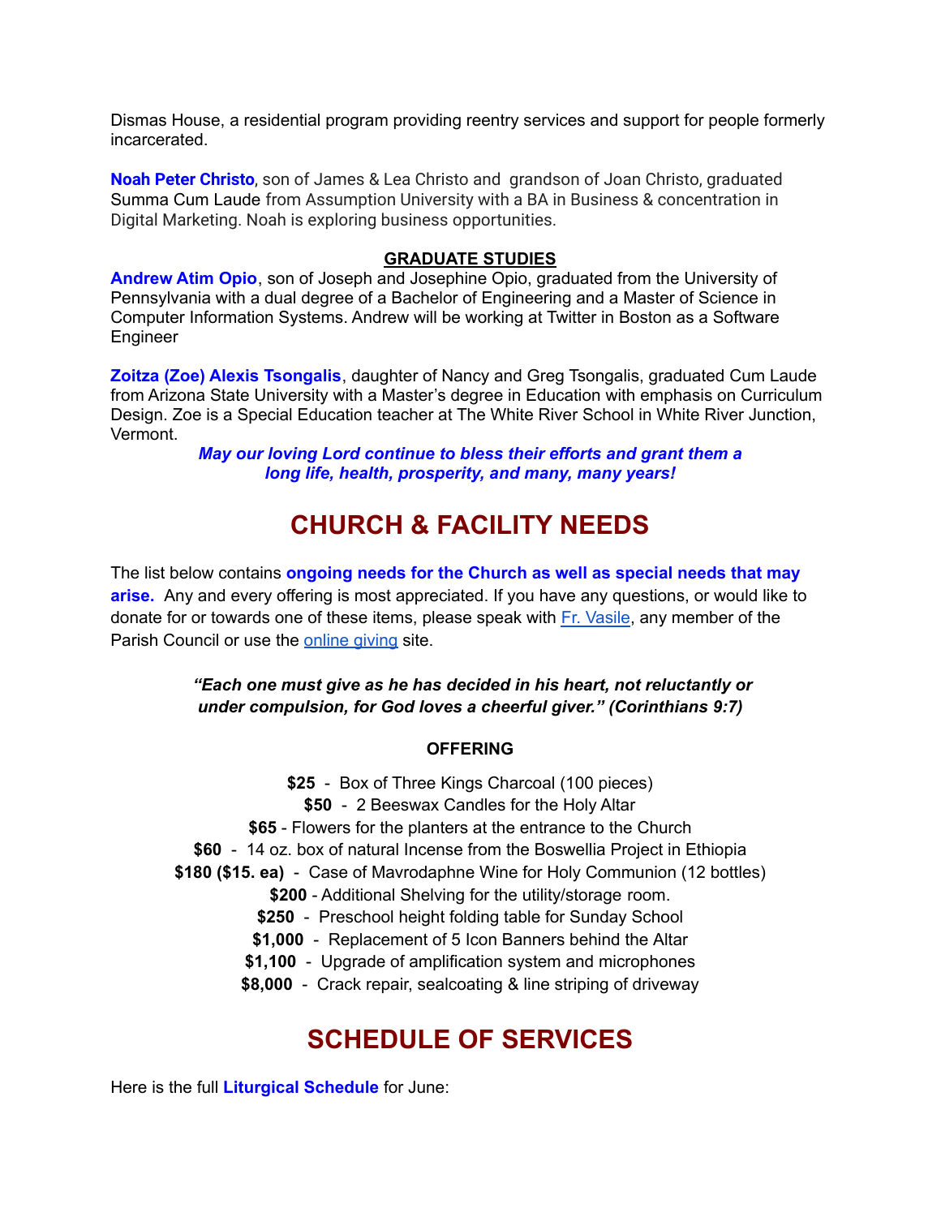Dismas House, a residential program providing reentry services and support for people formerly incarcerated.

**Noah Peter Christo**, son of James & Lea Christo and grandson of Joan Christo, graduated Summa Cum Laude from Assumption University with a BA in Business & concentration in Digital Marketing. Noah is exploring business opportunities.

**GRADUATE STUDIES**

**Andrew Atim Opio**, son of Joseph and Josephine Opio, graduated from the University of Pennsylvania with a dual degree of a Bachelor of Engineering and a Master of Science in Computer Information Systems. Andrew will be working at Twitter in Boston as a Software Engineer

**Zoitza (Zoe) Alexis Tsongalis**, daughter of Nancy and Greg Tsongalis, graduated Cum Laude from Arizona State University with a Master's degree in Education with emphasis on Curriculum Design. Zoe is a Special Education teacher at The White River School in White River Junction, Vermont.

***May our loving Lord continue to bless their efforts and grant them a long life, health, prosperity, and many, many years!***

# CHURCH & FACILITY NEEDS

The list below contains **ongoing needs for the Church as well as special needs that may arise.** Any and every offering is most appreciated. If you have any questions, or would like to donate for or towards one of these items, please speak with Fr. Vasile, any member of the Parish Council or use the online giving site.

***"Each one must give as he has decided in his heart, not reluctantly or under compulsion, for God loves a cheerful giver." (Corinthians 9:7)***

**OFFERING**

**$25** - Box of Three Kings Charcoal (100 pieces)
**$50** - 2 Beeswax Candles for the Holy Altar
**$65** - Flowers for the planters at the entrance to the Church
**$60** - 14 oz. box of natural Incense from the Boswellia Project in Ethiopia
**$180 ($15. ea)** - Case of Mavrodaphne Wine for Holy Communion (12 bottles)
**$200** - Additional Shelving for the utility/storage room.
**$250** - Preschool height folding table for Sunday School
**$1,000** - Replacement of 5 Icon Banners behind the Altar
**$1,100** - Upgrade of amplification system and microphones
**$8,000** - Crack repair, sealcoating & line striping of driveway

# SCHEDULE OF SERVICES

Here is the full **Liturgical Schedule** for June: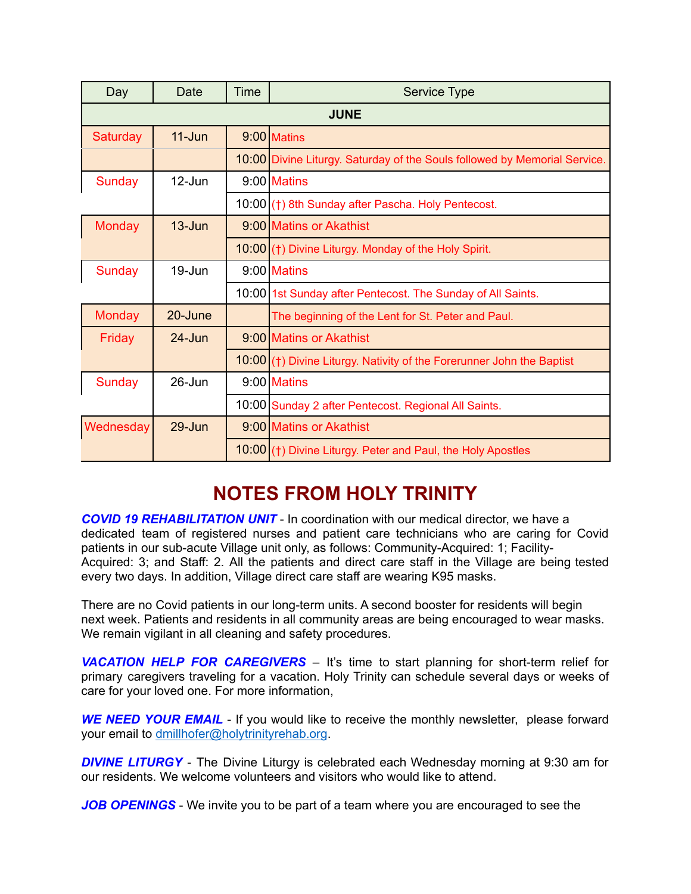| Day | Date | Time | Service Type |
|---|---|---|---|
| **JUNE** | | | |
| Saturday | 11-Jun | 9:00 | Matins |
| | | 10:00 | Divine Liturgy. Saturday of the Souls followed by Memorial Service. |
| Sunday | 12-Jun | 9:00 | Matins |
| | | 10:00 | (†) 8th Sunday after Pascha. Holy Pentecost. |
| Monday | 13-Jun | 9:00 | Matins or Akathist |
| | | 10:00 | (†) Divine Liturgy. Monday of the Holy Spirit. |
| Sunday | 19-Jun | 9:00 | Matins |
| | | 10:00 | 1st Sunday after Pentecost. The Sunday of All Saints. |
| Monday | 20-June | | The beginning of the Lent for St. Peter and Paul. |
| Friday | 24-Jun | 9:00 | Matins or Akathist |
| | | 10:00 | (†) Divine Liturgy. Nativity of the Forerunner John the Baptist |
| Sunday | 26-Jun | 9:00 | Matins |
| | | 10:00 | Sunday 2 after Pentecost. Regional All Saints. |
| Wednesday | 29-Jun | 9:00 | Matins or Akathist |
| | | 10:00 | (†) Divine Liturgy. Peter and Paul, the Holy Apostles |

# NOTES FROM HOLY TRINITY

***COVID 19 REHABILITATION UNIT*** - In coordination with our medical director, we have a dedicated team of registered nurses and patient care technicians who are caring for Covid patients in our sub-acute Village unit only, as follows: Community-Acquired: 1; Facility-Acquired: 3; and Staff: 2. All the patients and direct care staff in the Village are being tested every two days. In addition, Village direct care staff are wearing K95 masks.

There are no Covid patients in our long-term units. A second booster for residents will begin next week. Patients and residents in all community areas are being encouraged to wear masks. We remain vigilant in all cleaning and safety procedures.

***VACATION HELP FOR CAREGIVERS*** – It's time to start planning for short-term relief for primary caregivers traveling for a vacation. Holy Trinity can schedule several days or weeks of care for your loved one. For more information,

***WE NEED YOUR EMAIL*** - If you would like to receive the monthly newsletter, please forward your email to dmillhofer@holytrinityrehab.org.

***DIVINE LITURGY*** - The Divine Liturgy is celebrated each Wednesday morning at 9:30 am for our residents. We welcome volunteers and visitors who would like to attend.

***JOB OPENINGS*** - We invite you to be part of a team where you are encouraged to see the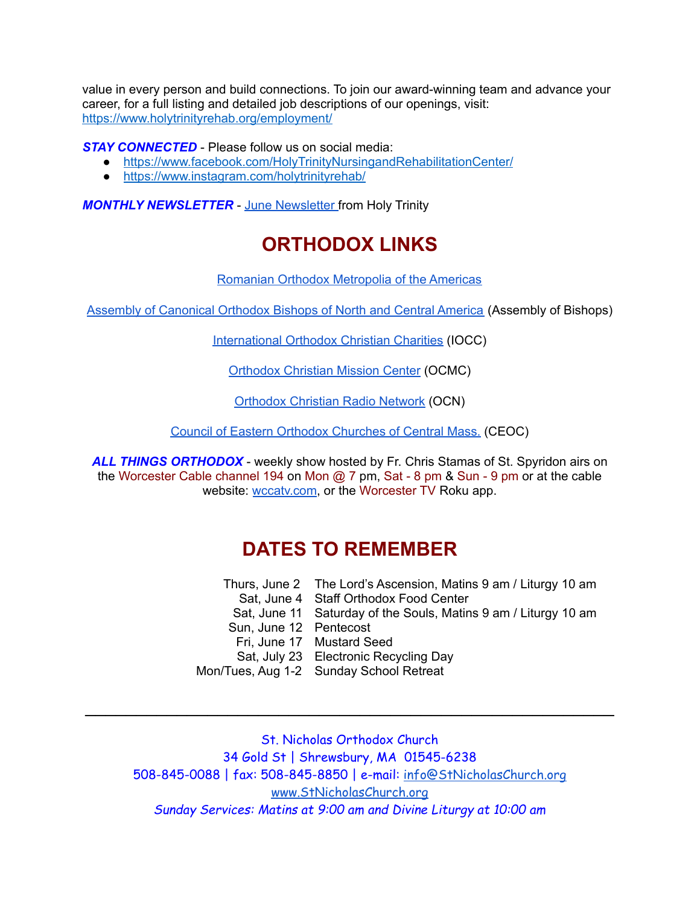value in every person and build connections. To join our award-winning team and advance your career, for a full listing and detailed job descriptions of our openings, visit: https://www.holytrinityrehab.org/employment/

***STAY CONNECTED*** - Please follow us on social media:

- https://www.facebook.com/HolyTrinityNursingandRehabilitationCenter/
- https://www.instagram.com/holytrinityrehab/

***MONTHLY NEWSLETTER*** - June Newsletter from Holy Trinity

# ORTHODOX LINKS

Romanian Orthodox Metropolia of the Americas

Assembly of Canonical Orthodox Bishops of North and Central America (Assembly of Bishops)

International Orthodox Christian Charities (IOCC)

Orthodox Christian Mission Center (OCMC)

Orthodox Christian Radio Network (OCN)

Council of Eastern Orthodox Churches of Central Mass. (CEOC)

***ALL THINGS ORTHODOX*** - weekly show hosted by Fr. Chris Stamas of St. Spyridon airs on the Worcester Cable channel 194 on Mon @ 7 pm, Sat - 8 pm & Sun - 9 pm or at the cable website: wccatv.com, or the Worcester TV Roku app.

# DATES TO REMEMBER

| | |
|---|---|
| Thurs, June 2 | The Lord's Ascension, Matins 9 am / Liturgy 10 am |
| Sat, June 4 | Staff Orthodox Food Center |
| Sat, June 11 | Saturday of the Souls, Matins 9 am / Liturgy 10 am |
| Sun, June 12 | Pentecost |
| Fri, June 17 | Mustard Seed |
| Sat, July 23 | Electronic Recycling Day |
| Mon/Tues, Aug 1-2 | Sunday School Retreat |

---

St. Nicholas Orthodox Church
34 Gold St | Shrewsbury, MA 01545-6238
508-845-0088 | fax: 508-845-8850 | e-mail: info@StNicholasChurch.org
www.StNicholasChurch.org
*Sunday Services: Matins at 9:00 am and Divine Liturgy at 10:00 am*